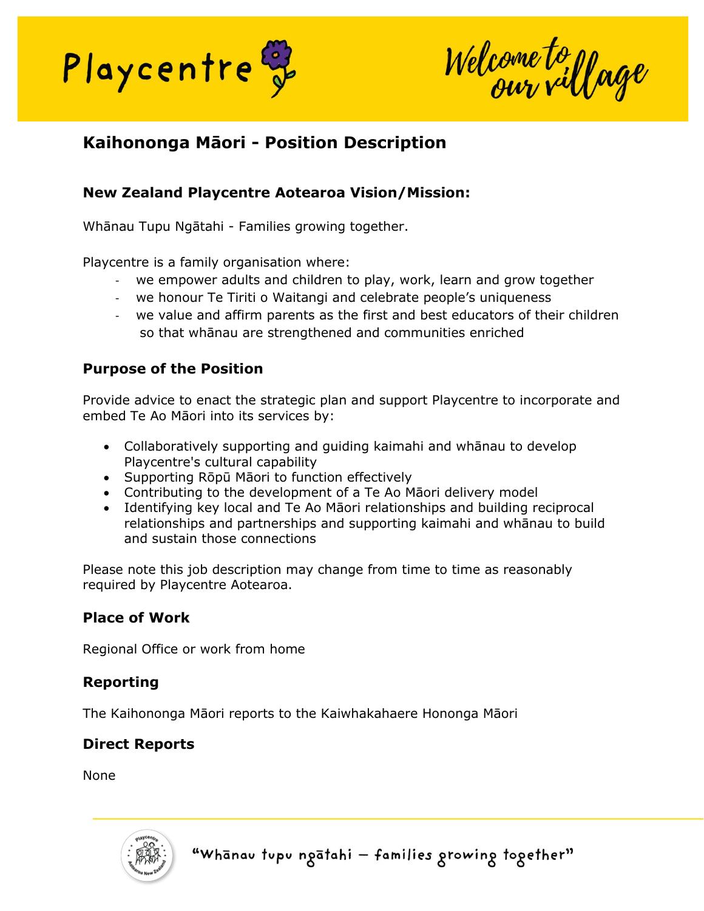# Kaihononga Māori - Position Description

## New Zealand Playcentre Aotearoa Vision/Mission:

Whānau Tupu Ngātahi - Families growing together.

Playcentre is a family organisation where:

- we empower adults and children to play, work, learn and grow together
- we honour Te Tiriti o Waitangi and celebrate people's uniqueness
- we value and affirm parents as the first and best educators of their children so that whānau are strengthened and communities enriched

## Purpose of the Position

Provide advice to enact the strategic plan and support Playcentre to incorporate and embed Te Ao Māori into its services by:

- Collaboratively supporting and guiding kaimahi and whānau to develop Playcentre's cultural capability
- Supporting Rōpū Māori to function effectively
- Contributing to the development of a Te Ao Māori delivery model
- Identifying key local and Te Ao Māori relationships and building reciprocal relationships and partnerships and supporting kaimahi and whānau to build and sustain those connections

Please note this job description may change from time to time as reasonably required by Playcentre Aotearoa.

## Place of Work

Regional Office or work from home

## Reporting

The Kaihononga Māori reports to the Kaiwhakahaere Hononga Māori

## Direct Reports

None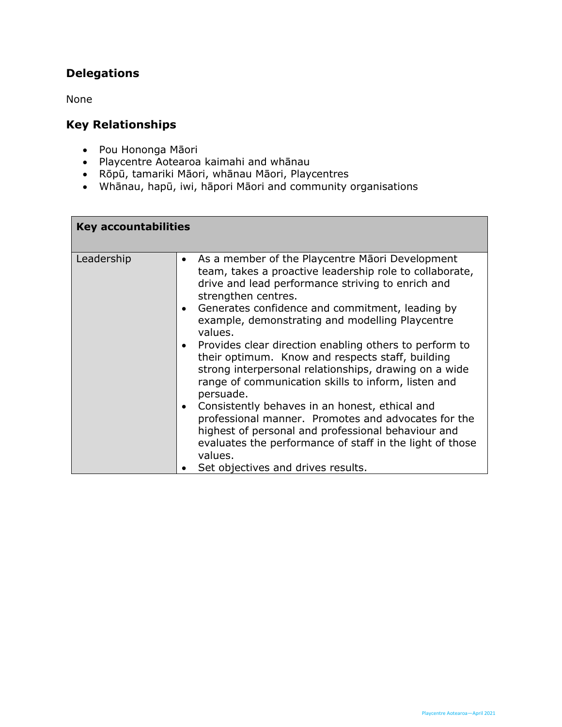## Delegations

None

## Key Relationships

- Pou Hononga Māori
- Playcentre Aotearoa kaimahi and whānau
- Rōpū, tamariki Māori, whānau Māori, Playcentres
- Whānau, hapū, iwi, hāpori Māori and community organisations

| Key accountabilities | |
|---|---|
| Leadership | • As a member of the Playcentre Māori Development team, takes a proactive leadership role to collaborate, drive and lead performance striving to enrich and strengthen centres.<br>• Generates confidence and commitment, leading by example, demonstrating and modelling Playcentre values.<br>• Provides clear direction enabling others to perform to their optimum. Know and respects staff, building strong interpersonal relationships, drawing on a wide range of communication skills to inform, listen and persuade.<br>• Consistently behaves in an honest, ethical and professional manner. Promotes and advocates for the highest of personal and professional behaviour and evaluates the performance of staff in the light of those values.<br>• Set objectives and drives results. |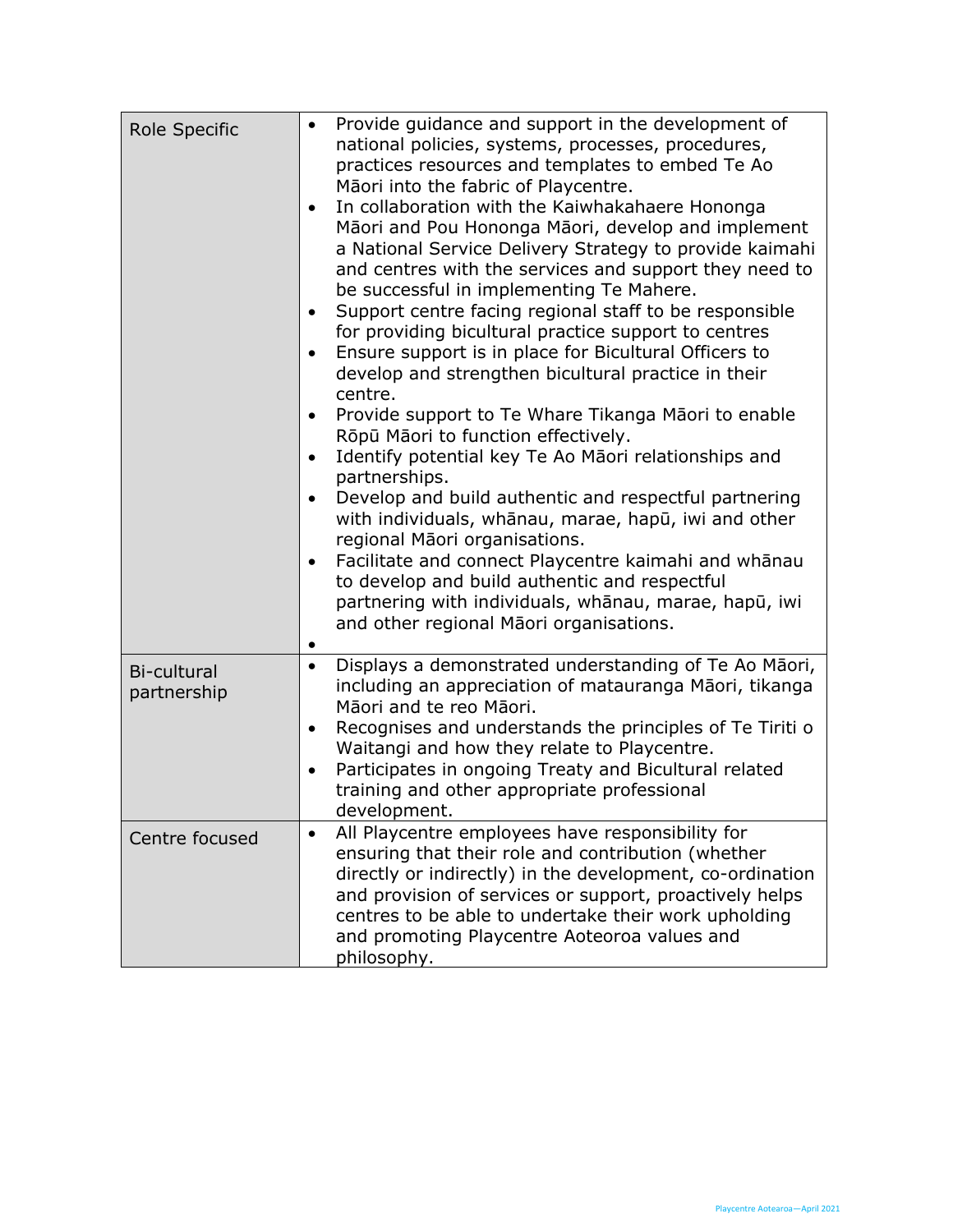| | |
|---|---|
| Role Specific | • Provide guidance and support in the development of national policies, systems, processes, procedures, practices resources and templates to embed Te Ao Māori into the fabric of Playcentre.<br>• In collaboration with the Kaiwhakahaere Hononga Māori and Pou Hononga Māori, develop and implement a National Service Delivery Strategy to provide kaimahi and centres with the services and support they need to be successful in implementing Te Mahere.<br>• Support centre facing regional staff to be responsible for providing bicultural practice support to centres<br>• Ensure support is in place for Bicultural Officers to develop and strengthen bicultural practice in their centre.<br>• Provide support to Te Whare Tikanga Māori to enable Rōpū Māori to function effectively.<br>• Identify potential key Te Ao Māori relationships and partnerships.<br>• Develop and build authentic and respectful partnering with individuals, whānau, marae, hapū, iwi and other regional Māori organisations.<br>• Facilitate and connect Playcentre kaimahi and whānau to develop and build authentic and respectful partnering with individuals, whānau, marae, hapū, iwi and other regional Māori organisations.<br>• |
| Bi-cultural partnership | • Displays a demonstrated understanding of Te Ao Māori, including an appreciation of matauranga Māori, tikanga Māori and te reo Māori.<br>• Recognises and understands the principles of Te Tiriti o Waitangi and how they relate to Playcentre.<br>• Participates in ongoing Treaty and Bicultural related training and other appropriate professional development. |
| Centre focused | • All Playcentre employees have responsibility for ensuring that their role and contribution (whether directly or indirectly) in the development, co-ordination and provision of services or support, proactively helps centres to be able to undertake their work upholding and promoting Playcentre Aotearoa values and philosophy. |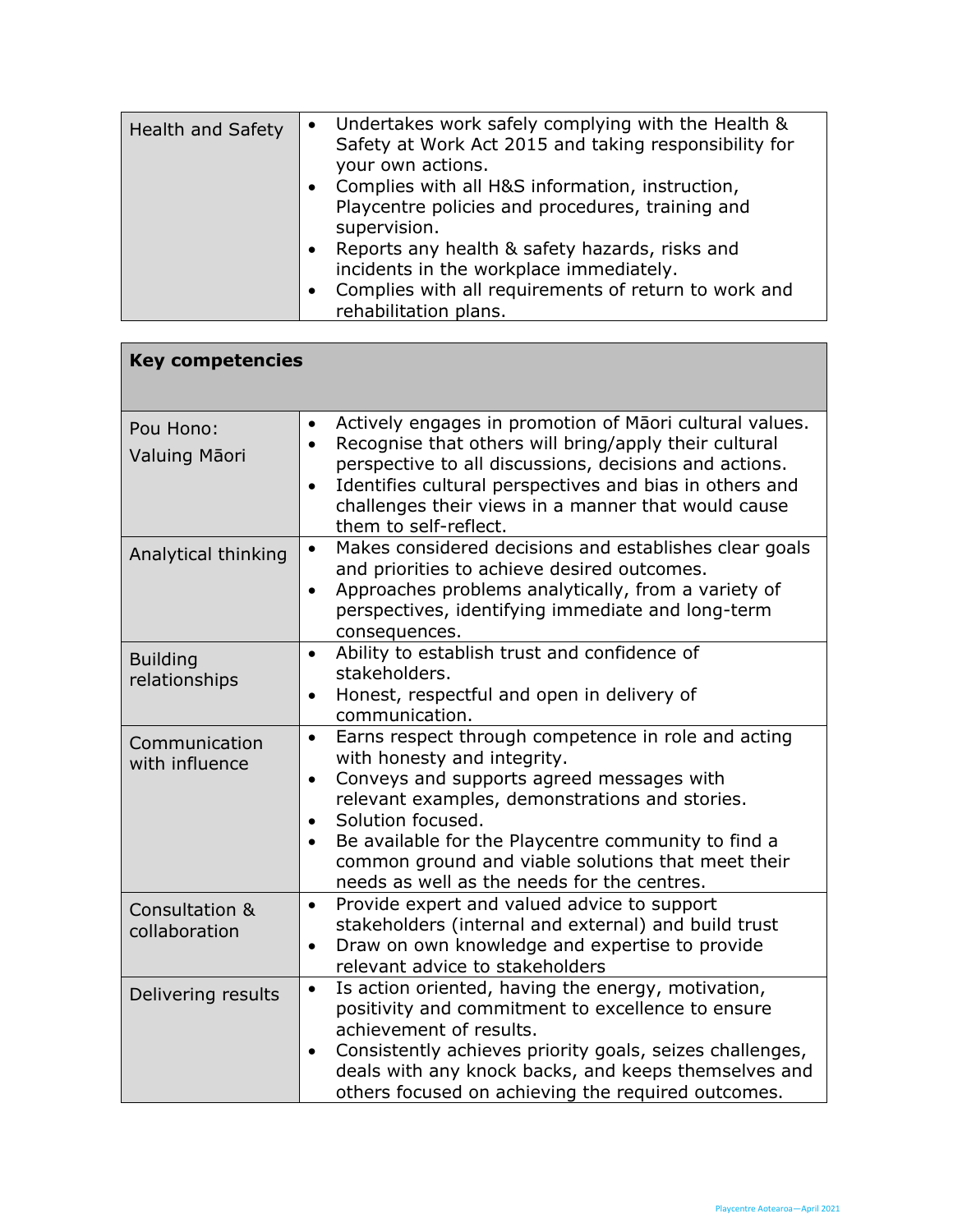| Health and Safety | • Undertakes work safely complying with the Health & Safety at Work Act 2015 and taking responsibility for your own actions.<br>• Complies with all H&S information, instruction, Playcentre policies and procedures, training and supervision.<br>• Reports any health & safety hazards, risks and incidents in the workplace immediately.<br>• Complies with all requirements of return to work and rehabilitation plans. |
|---|---|

| **Key competencies** | |
|---|---|
| Pou Hono:<br>Valuing Māori | • Actively engages in promotion of Māori cultural values.<br>• Recognise that others will bring/apply their cultural perspective to all discussions, decisions and actions.<br>• Identifies cultural perspectives and bias in others and challenges their views in a manner that would cause them to self-reflect. |
| Analytical thinking | • Makes considered decisions and establishes clear goals and priorities to achieve desired outcomes.<br>• Approaches problems analytically, from a variety of perspectives, identifying immediate and long-term consequences. |
| Building relationships | • Ability to establish trust and confidence of stakeholders.<br>• Honest, respectful and open in delivery of communication. |
| Communication with influence | • Earns respect through competence in role and acting with honesty and integrity.<br>• Conveys and supports agreed messages with relevant examples, demonstrations and stories.<br>• Solution focused.<br>• Be available for the Playcentre community to find a common ground and viable solutions that meet their needs as well as the needs for the centres. |
| Consultation & collaboration | • Provide expert and valued advice to support stakeholders (internal and external) and build trust<br>• Draw on own knowledge and expertise to provide relevant advice to stakeholders |
| Delivering results | • Is action oriented, having the energy, motivation, positivity and commitment to excellence to ensure achievement of results.<br>• Consistently achieves priority goals, seizes challenges, deals with any knock backs, and keeps themselves and others focused on achieving the required outcomes. |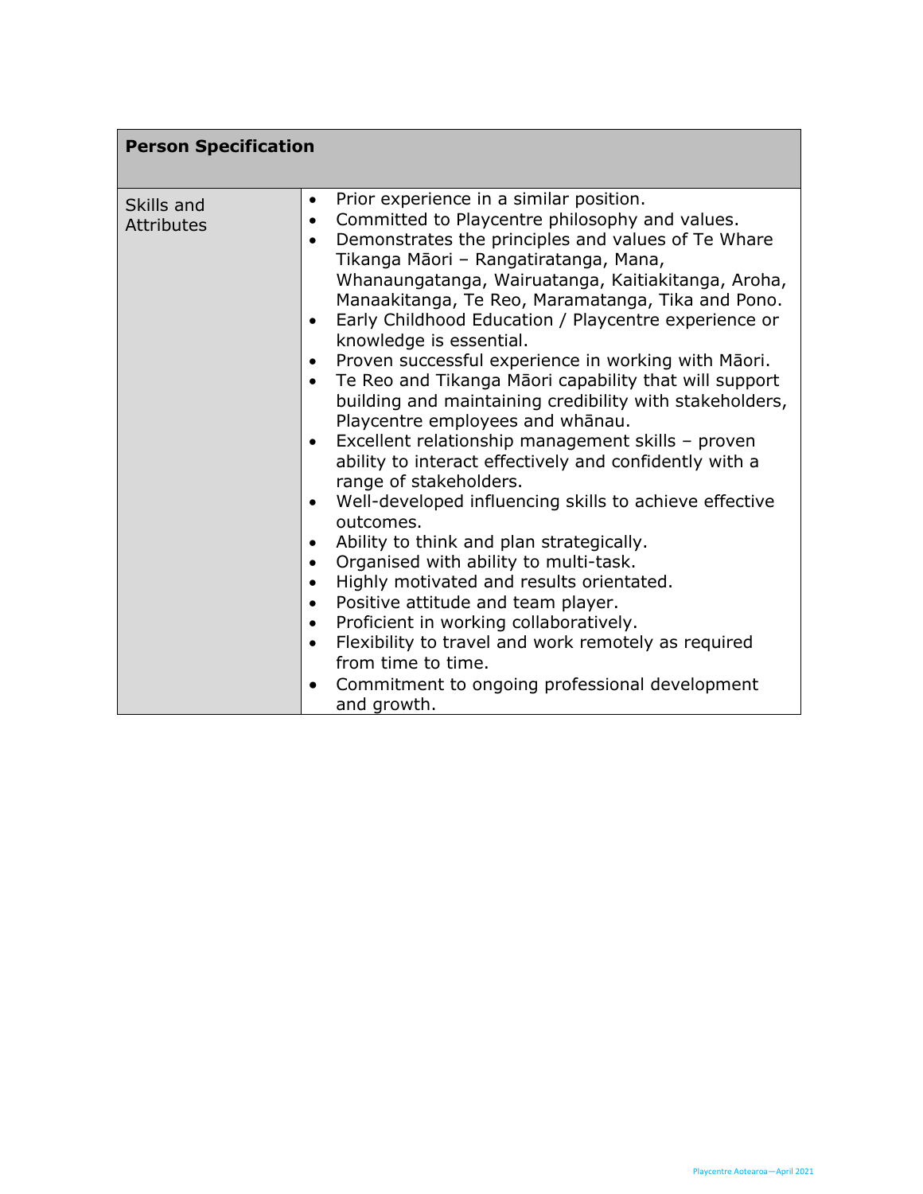| Person Specification | |
|---|---|
| Skills and Attributes | • Prior experience in a similar position.<br>• Committed to Playcentre philosophy and values.<br>• Demonstrates the principles and values of Te Whare Tikanga Māori – Rangatiratanga, Mana, Whanaungatanga, Wairuatanga, Kaitiakitanga, Aroha, Manaakitanga, Te Reo, Maramatanga, Tika and Pono.<br>• Early Childhood Education / Playcentre experience or knowledge is essential.<br>• Proven successful experience in working with Māori.<br>• Te Reo and Tikanga Māori capability that will support building and maintaining credibility with stakeholders, Playcentre employees and whānau.<br>• Excellent relationship management skills – proven ability to interact effectively and confidently with a range of stakeholders.<br>• Well-developed influencing skills to achieve effective outcomes.<br>• Ability to think and plan strategically.<br>• Organised with ability to multi-task.<br>• Highly motivated and results orientated.<br>• Positive attitude and team player.<br>• Proficient in working collaboratively.<br>• Flexibility to travel and work remotely as required from time to time.<br>• Commitment to ongoing professional development and growth. |